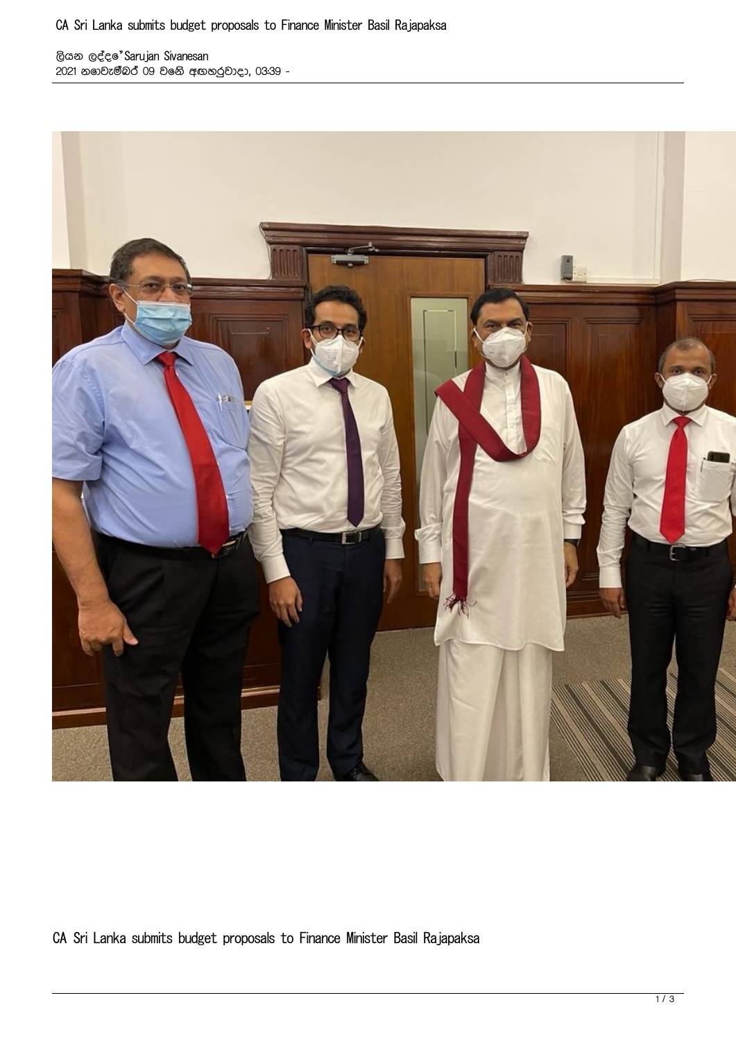# CA Sri Lanka submits budget proposals to Finance Minister Basil Rajapaksa

ලියන ලද්දේ Sarujan Sivanesan
2021 නොවැම්බර් 09 වෙනි අඟහරුවාදා, 03:39 -

CA Sri Lanka submits budget proposals to Finance Minister Basil Rajapaksa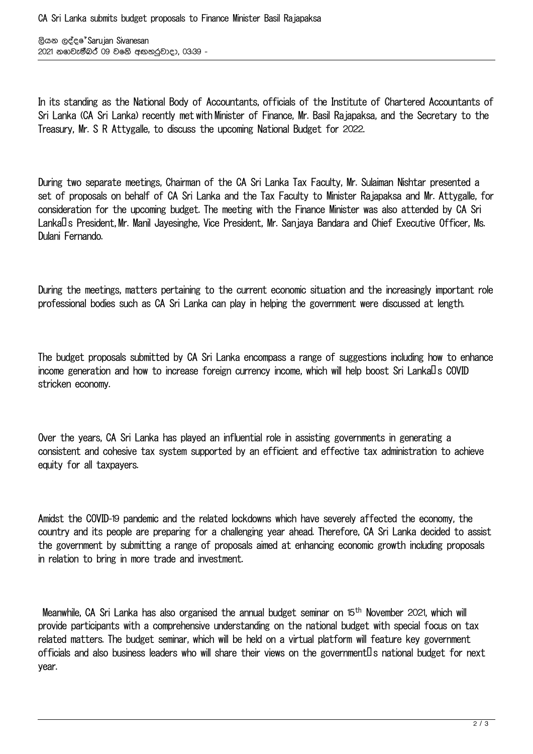# CA Sri Lanka submits budget proposals to Finance Minister Basil Rajapaksa

ලියන ලද්දේ "Sarujan Sivanesan
2021 නොවැම්බර් 09 වෙනි අඟහරුවාදා, 03:39 -

In its standing as the National Body of Accountants, officials of the Institute of Chartered Accountants of Sri Lanka (CA Sri Lanka) recently met with Minister of Finance, Mr. Basil Rajapaksa, and the Secretary to the Treasury, Mr. S R Attygalle, to discuss the upcoming National Budget for 2022.

During two separate meetings, Chairman of the CA Sri Lanka Tax Faculty, Mr. Sulaiman Nishtar presented a set of proposals on behalf of CA Sri Lanka and the Tax Faculty to Minister Rajapaksa and Mr. Attygalle, for consideration for the upcoming budget. The meeting with the Finance Minister was also attended by CA Sri Lanka's President, Mr. Manil Jayesinghe, Vice President, Mr. Sanjaya Bandara and Chief Executive Officer, Ms. Dulani Fernando.

During the meetings, matters pertaining to the current economic situation and the increasingly important role professional bodies such as CA Sri Lanka can play in helping the government were discussed at length.

The budget proposals submitted by CA Sri Lanka encompass a range of suggestions including how to enhance income generation and how to increase foreign currency income, which will help boost Sri Lanka's COVID stricken economy.

Over the years, CA Sri Lanka has played an influential role in assisting governments in generating a consistent and cohesive tax system supported by an efficient and effective tax administration to achieve equity for all taxpayers.

Amidst the COVID-19 pandemic and the related lockdowns which have severely affected the economy, the country and its people are preparing for a challenging year ahead. Therefore, CA Sri Lanka decided to assist the government by submitting a range of proposals aimed at enhancing economic growth including proposals in relation to bring in more trade and investment.

Meanwhile, CA Sri Lanka has also organised the annual budget seminar on 15th November 2021, which will provide participants with a comprehensive understanding on the national budget with special focus on tax related matters. The budget seminar, which will be held on a virtual platform will feature key government officials and also business leaders who will share their views on the government's national budget for next year.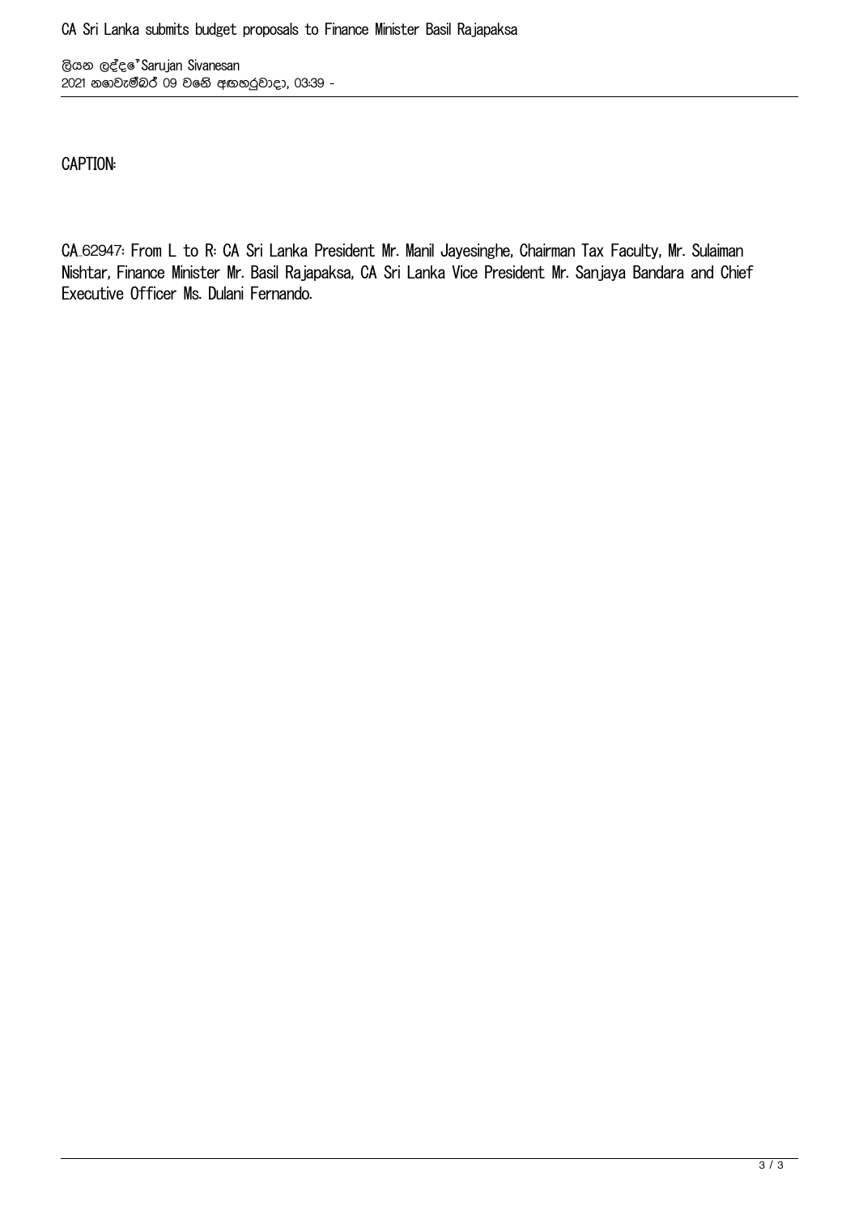CAPTION:

CA_62947: From L to R: CA Sri Lanka President Mr. Manil Jayesinghe, Chairman Tax Faculty, Mr. Sulaiman Nishtar, Finance Minister Mr. Basil Rajapaksa, CA Sri Lanka Vice President Mr. Sanjaya Bandara and Chief Executive Officer Ms. Dulani Fernando.